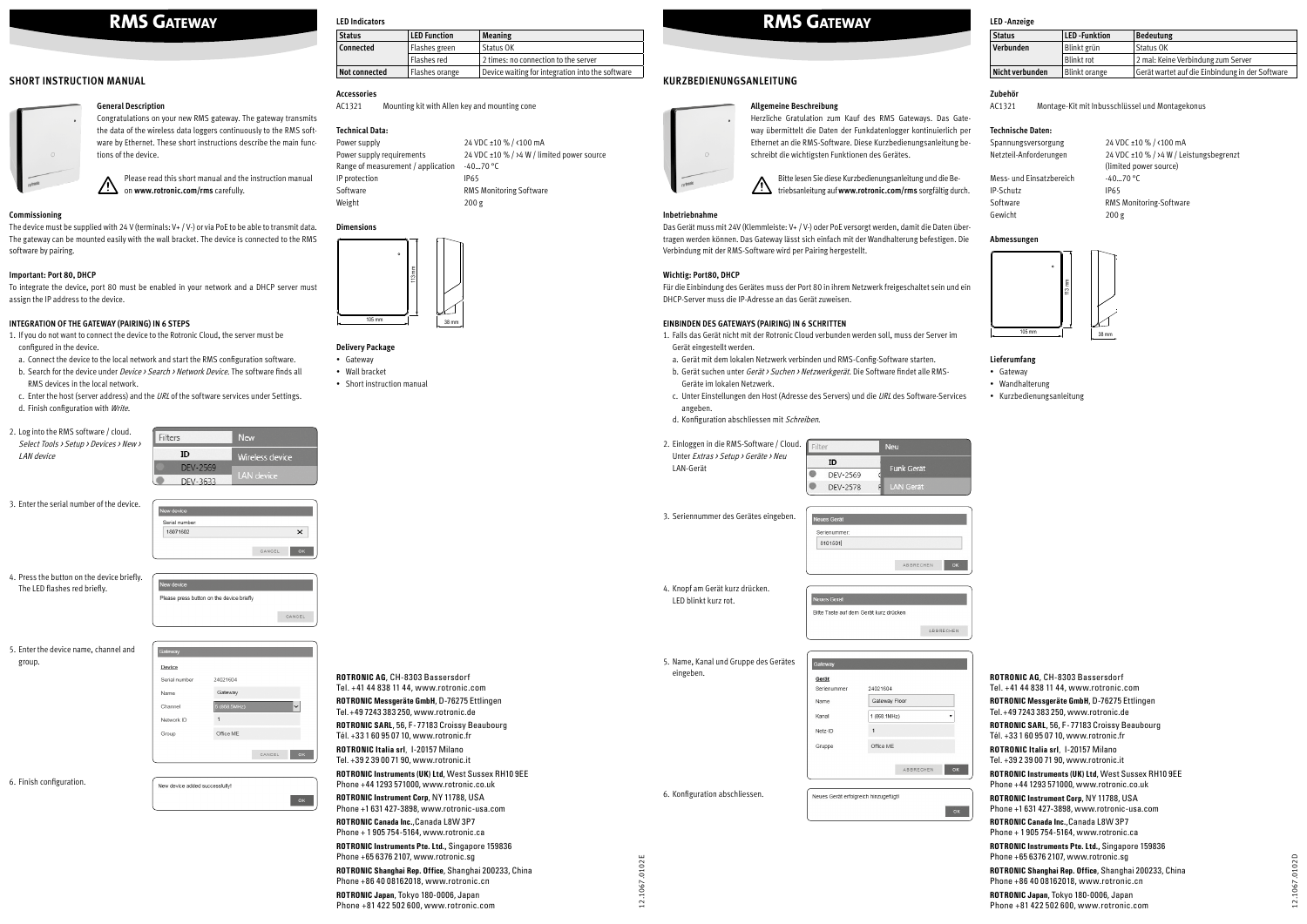# RMS Gateway

## SHORT INSTRUCTION MANUAL

### General Description

Congratulations on your new RMS gateway. The gateway transmits the data of the wireless data loggers continuously to the RMS software by Ethernet. These short instructions describe the main functions of the device.

Please read this short manual and the instruction manual on **www.rotronic.com/rms** carefully.

### Commissioning

The device must be supplied with 24 V (terminals: V+ / V-) or via PoE to be able to transmit data. The gateway can be mounted easily with the wall bracket. The device is connected to the RMS software by pairing.

### Important: Port 80, DHCP

To integrate the device, port 80 must be enabled in your network and a DHCP server must assign the IP address to the device.

### INTEGRATION OF THE GATEWAY (PAIRING) IN 6 STEPS

1. If you do not want to connect the device to the Rotronic Cloud, the server must be configured in the device.
   a. Connect the device to the local network and start the RMS configuration software.
   b. Search for the device under *Device › Search › Network Device*. The software finds all RMS devices in the local network.
   c. Enter the host (server address) and the *URL* of the software services under Settings.
   d. Finish configuration with *Write*.
2. Log into the RMS software / cloud. *Select Tools › Setup › Devices › New › LAN device*
3. Enter the serial number of the device.
4. Press the button on the device briefly. The LED flashes red briefly.
5. Enter the device name, channel and group.
6. Finish configuration.

### LED Indicators

| Status | LED Function | Meaning |
|---|---|---|
| Connected | Flashes green | Status OK |
| | Flashes red | 2 times: no connection to the server |
| Not connected | Flashes orange | Device waiting for integration into the software |

### Accessories

AC1321 Mounting kit with Allen key and mounting cone

### Technical Data:

| | |
|---|---|
| Power supply | 24 VDC ±10 % / <100 mA |
| Power supply requirements | 24 VDC ±10 % / >4 W / limited power source |
| Range of measurement / application | -40...70 °C |
| IP protection | IP65 |
| Software | RMS Monitoring Software |
| Weight | 200 g |

### Dimensions

105 mm, 113 mm, 38 mm

### Delivery Package

- Gateway
- Wall bracket
- Short instruction manual

**ROTRONIC AG**, CH-8303 Bassersdorf
Tel. +41 44 838 11 44, www.rotronic.com

**ROTRONIC Messgeräte GmbH**, D-76275 Ettlingen
Tel. +49 7243 383 250, www.rotronic.de

**ROTRONIC SARL**, 56, F-77183 Croissy Beaubourg
Tél. +33 1 60 95 07 10, www.rotronic.fr

**ROTRONIC Italia srl**, I-20157 Milano
Tel. +39 2 39 00 71 90, www.rotronic.it

**ROTRONIC Instruments (UK) Ltd**, West Sussex RH10 9EE
Phone +44 1293 571000, www.rotronic.co.uk

**ROTRONIC Instrument Corp**, NY 11788, USA
Phone +1 631 427-3898, www.rotronic-usa.com

**ROTRONIC Canada Inc.**, Canada L8W 3P7
Phone + 1 905 754-5164, www.rotronic.ca

**ROTRONIC Instruments Pte. Ltd.**, Singapore 159836
Phone +65 6376 2107, www.rotronic.sg

**ROTRONIC Shanghai Rep. Office**, Shanghai 200233, China
Phone +86 40 08162018, www.rotronic.cn

**ROTRONIC Japan**, Tokyo 180-0006, Japan
Phone +81 422 502 600, www.rotronic.com

12.1067.0102E

# RMS Gateway

## KURZBEDIENUNGSANLEITUNG

### Allgemeine Beschreibung

Herzliche Gratulation zum Kauf des RMS Gateways. Das Gateway übermittelt die Daten der Funkdatenlogger kontinuierlich per Ethernet an die RMS-Software. Diese Kurzbedienungsanleitung beschreibt die wichtigsten Funktionen des Gerätes.

Bitte lesen Sie diese Kurzbedienungsanleitung und die Betriebsanleitung auf **www.rotronic.com/rms** sorgfältig durch.

### Inbetriebnahme

Das Gerät muss mit 24V (Klemmleiste: V+ / V-) oder PoE versorgt werden, damit die Daten übertragen werden können. Das Gateway lässt sich einfach mit der Wandhalterung befestigen. Die Verbindung mit der RMS-Software wird per Pairing hergestellt.

### Wichtig: Port80, DHCP

Für die Einbindung des Gerätes muss der Port 80 in ihrem Netzwerk freigeschaltet sein und ein DHCP-Server muss die IP-Adresse an das Gerät zuweisen.

### EINBINDEN DES GATEWAYS (PAIRING) IN 6 SCHRITTEN

1. Falls das Gerät nicht mit der Rotronic Cloud verbunden werden soll, muss der Server im Gerät eingestellt werden.
   a. Gerät mit dem lokalen Netzwerk verbinden und RMS-Config-Software starten.
   b. Gerät suchen unter *Gerät › Suchen › Netzwerkgerät*. Die Software findet alle RMS-Geräte im lokalen Netzwerk.
   c. Unter Einstellungen den Host (Adresse des Servers) und die *URL* des Software-Services angeben.
   d. Konfiguration abschliessen mit *Schreiben*.
2. Einloggen in die RMS-Software / Cloud. Unter *Extras › Setup › Geräte › Neu* LAN-Gerät
3. Seriennummer des Gerätes eingeben.
4. Knopf am Gerät kurz drücken. LED blinkt kurz rot.
5. Name, Kanal und Gruppe des Gerätes eingeben.
6. Konfiguration abschliessen.

### LED -Anzeige

| Status | LED -Funktion | Bedeutung |
|---|---|---|
| Verbunden | Blinkt grün | Status OK |
| | Blinkt rot | 2 mal: Keine Verbindung zum Server |
| Nicht verbunden | Blinkt orange | Gerät wartet auf die Einbindung in der Software |

### Zubehör

AC1321 Montage-Kit mit Inbusschlüssel und Montagekonus

### Technische Daten:

| | |
|---|---|
| Spannungsversorgung | 24 VDC ±10 % / <100 mA |
| Netzteil-Anforderungen | 24 VDC ±10 % / >4 W / Leistungsbegrenzt (limited power source) |
| Mess- und Einsatzbereich | -40...70 °C |
| IP-Schutz | IP65 |
| Software | RMS Monitoring-Software |
| Gewicht | 200 g |

### Abmessungen

105 mm, 113 mm, 38 mm

### Lieferumfang

- Gateway
- Wandhalterung
- Kurzbedienungsanleitung

**ROTRONIC AG**, CH-8303 Bassersdorf
Tel. +41 44 838 11 44, www.rotronic.com

**ROTRONIC Messgeräte GmbH**, D-76275 Ettlingen
Tel. +49 7243 383 250, www.rotronic.de

**ROTRONIC SARL**, 56, F-77183 Croissy Beaubourg
Tél. +33 1 60 95 07 10, www.rotronic.fr

**ROTRONIC Italia srl**, I-20157 Milano
Tel. +39 2 39 00 71 90, www.rotronic.it

**ROTRONIC Instruments (UK) Ltd**, West Sussex RH10 9EE
Phone +44 1293 571000, www.rotronic.co.uk

**ROTRONIC Instrument Corp**, NY 11788, USA
Phone +1 631 427-3898, www.rotronic-usa.com

**ROTRONIC Canada Inc.**, Canada L8W 3P7
Phone + 1 905 754-5164, www.rotronic.ca

**ROTRONIC Instruments Pte. Ltd.**, Singapore 159836
Phone +65 6376 2107, www.rotronic.sg

**ROTRONIC Shanghai Rep. Office**, Shanghai 200233, China
Phone +86 40 08162018, www.rotronic.cn

**ROTRONIC Japan**, Tokyo 180-0006, Japan
Phone +81 422 502 600, www.rotronic.com

12.1067.0102D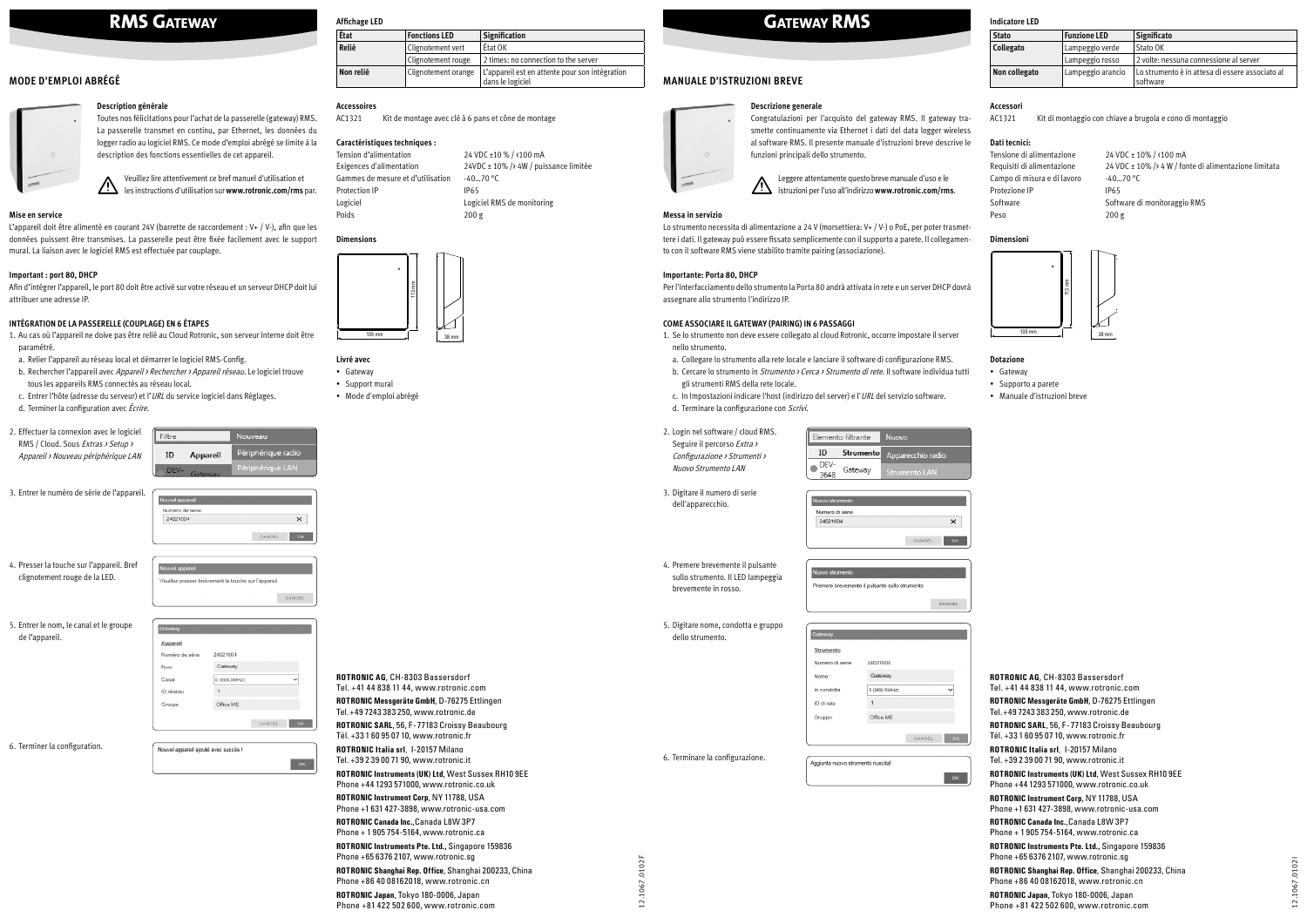# RMS Gateway

## MODE D'EMPLOI ABRÉGÉ

### Description générale

Toutes nos félicitations pour l'achat de la passerelle (gateway) RMS. La passerelle transmet en continu, par Ethernet, les données du logger radio au logiciel RMS. Ce mode d'emploi abrégé se limite à la description des fonctions essentielles de cet appareil.

⚠ Veuillez lire attentivement ce bref manuel d'utilisation et les instructions d'utilisation sur **www.rotronic.com/rms** par.

### Mise en service

L'appareil doit être alimenté en courant 24V (barrette de raccordement : V+ / V-), afin que les données puissent être transmises. La passerelle peut être fixée facilement avec le support mural. La liaison avec le logiciel RMS est effectuée par couplage.

### Important : port 80, DHCP

Afin d'intégrer l'appareil, le port 80 doit être activé sur votre réseau et un serveur DHCP doit lui attribuer une adresse IP.

### INTÉGRATION DE LA PASSERELLE (COUPLAGE) EN 6 ÉTAPES

1. Au cas où l'appareil ne doive pas être relié au Cloud Rotronic, son serveur interne doit être paramétré.
   a. Relier l'appareil au réseau local et démarrer le logiciel RMS-Config.
   b. Rechercher l'appareil avec *Appareil › Rechercher › Appareil réseau*. Le logiciel trouve tous les appareils RMS connectés au réseau local.
   c. Entrer l'hôte (adresse du serveur) et l'*URL* du service logiciel dans Réglages.
   d. Terminer la configuration avec *Écrire*.
2. Effectuer la connexion avec le logiciel RMS / Cloud. Sous *Extras › Setup › Appareil › Nouveau périphérique LAN*

   Filtre | Nouveau
   ID | Appareil | Périphérique radio
   DEV- | Gateway | Périphérique LAN

3. Entrer le numéro de série de l'appareil.

   Nouvel appareil
   Numéro de série:
   24021604
   CANCEL OK

4. Presser la touche sur l'appareil. Bref clignotement rouge de la LED.

   Nouvel appareil
   Veuillez presser brièvement la touche sur l'appareil
   CANCEL

5. Entrer le nom, le canal et le groupe de l'appareil.

   Gateway
   Appareil
   Numéro de série 24021604
   Nom Gateway
   Canal 5 (868.5MHz)
   ID réseau 1
   Groupe Office ME
   CANCEL OK

6. Terminer la configuration.

   Nouvel appareil ajouté avec succès !
   OK

### Affichage LED

| État | Fonctions LED | Signification |
|---|---|---|
| **Relié** | Clignotement vert | État OK |
| | Clignotement rouge | 2 times: no connection to the server |
| **Non relié** | Clignotement orange | L'appareil est en attente pour son intégration dans le logiciel |

### Accessoires

AC1321 Kit de montage avec clé à 6 pans et cône de montage

### Caractéristiques techniques :

| | |
|---|---|
| Tension d'alimentation | 24 VDC ±10 % / <100 mA |
| Exigences d'alimentation | 24VDC ± 10% /> 4W / puissance limitée |
| Gammes de mesure et d'utilisation | -40...70 °C |
| Protection IP | IP65 |
| Logiciel | Logiciel RMS de monitoring |
| Poids | 200 g |

### Dimensions

105 mm
113 mm
38 mm

### Livré avec

- Gateway
- Support mural
- Mode d'emploi abrégé

**ROTRONIC AG**, CH-8303 Bassersdorf
Tel. +41 44 838 11 44, www.rotronic.com

**ROTRONIC Messgeräte GmbH**, D-76275 Ettlingen
Tel. +49 7243 383 250, www.rotronic.de

**ROTRONIC SARL**, 56, F - 77183 Croissy Beaubourg
Tél. +33 1 60 95 07 10, www.rotronic.fr

**ROTRONIC Italia srl**, I-20157 Milano
Tel. +39 2 39 00 71 90, www.rotronic.it

**ROTRONIC Instruments (UK) Ltd**, West Sussex RH10 9EE
Phone +44 1293 571000, www.rotronic.co.uk

**ROTRONIC Instrument Corp**, NY 11788, USA
Phone +1 631 427-3898, www.rotronic-usa.com

**ROTRONIC Canada Inc.**, Canada L8W 3P7
Phone + 1 905 754-5164, www.rotronic.ca

**ROTRONIC Instruments Pte. Ltd.**, Singapore 159836
Phone +65 6376 2107, www.rotronic.sg

**ROTRONIC Shanghai Rep. Office**, Shanghai 200233, China
Phone +86 40 08162018, www.rotronic.cn

**ROTRONIC Japan**, Tokyo 180-0006, Japan
Phone +81 422 502 600, www.rotronic.com

12.1067.0102F

# Gateway RMS

## MANUALE D'ISTRUZIONI BREVE

### Descrizione generale

Congratulazioni per l'acquisto del gateway RMS. Il gateway trasmette continuamente via Ethernet i dati del data logger wireless al software RMS. Il presente manuale d'istruzioni breve descrive le funzioni principali dello strumento.

⚠ Leggere attentamente questo breve manuale d'uso e le istruzioni per l'uso all'indirizzo **www.rotronic.com/rms**.

### Messa in servizio

Lo strumento necessita di alimentazione a 24 V (morsettiera: V+ / V-) o PoE, per poter trasmettere i dati. Il gateway può essere fissato semplicemente con il supporto a parete. Il collegamento con il software RMS viene stabilito tramite pairing (associazione).

### Importante: Porta 80, DHCP

Per l'interfacciamento dello strumento la Porta 80 andrà attivata in rete e un server DHCP dovrà assegnare allo strumento l'indirizzo IP.

### COME ASSOCIARE IL GATEWAY (PAIRING) IN 6 PASSAGGI

1. Se lo strumento non deve essere collegato al cloud Rotronic, occorre impostare il server nello strumento.
   a. Collegare lo strumento alla rete locale e lanciare il software di configurazione RMS.
   b. Cercare lo strumento in *Strumento › Cerca › Strumento di rete*. Il software individua tutti gli strumenti RMS della rete locale.
   c. In Impostazioni indicare l'host (indirizzo del server) e l'*URL* del servizio software.
   d. Terminare la configurazione con *Scrivi*.
2. Login nel software / cloud RMS. Seguire il percorso *Extra › Configurazione › Strumenti › Nuovo Strumento LAN*

   Elemento filtrante | Nuovo
   ID | Strumento | Apparecchio radio
   DEV-3648 | Gateway | Strumento LAN

3. Digitare il numero di serie dell'apparecchio.

   Nuovo strumento
   Numero di serie:
   24021604
   CANCEL OK

4. Premere brevemente il pulsante sullo strumento. Il LED lampeggia brevemente in rosso.

   Nuovo strumento
   Premere brevemente il pulsante sullo strumento
   CANCEL

5. Digitare nome, condotta e gruppo dello strumento.

   Gateway
   Strumento
   Numero di serie 24021604
   Nome Gateway
   In condotta 5 (868.5MHz)
   ID di rete 1
   Gruppo Office ME
   CANCEL OK

6. Terminare la configurazione.

   Aggiunta nuovo strumento riuscita!
   OK

### Indicatore LED

| Stato | Funzione LED | Significato |
|---|---|---|
| **Collegato** | Lampeggio verde | Stato OK |
| | Lampeggio rosso | 2 volte: nessuna connessione al server |
| **Non collegato** | Lampeggio arancio | Lo strumento è in attesa di essere associato al software |

### Accessori

AC1321 Kit di montaggio con chiave a brugola e cono di montaggio

### Dati tecnici:

| | |
|---|---|
| Tensione di alimentazione | 24 VDC ± 10% / <100 mA |
| Requisiti di alimentazione | 24 VDC ± 10% /> 4 W / fonte di alimentazione limitata |
| Campo di misura e di lavoro | -40...70 °C |
| Protezione IP | IP65 |
| Software | Software di monitoraggio RMS |
| Peso | 200 g |

### Dimensioni

105 mm
113 mm
38 mm

### Dotazione

- Gateway
- Supporto a parete
- Manuale d'istruzioni breve

**ROTRONIC AG**, CH-8303 Bassersdorf
Tel. +41 44 838 11 44, www.rotronic.com

**ROTRONIC Messgeräte GmbH**, D-76275 Ettlingen
Tel. +49 7243 383 250, www.rotronic.de

**ROTRONIC SARL**, 56, F - 77183 Croissy Beaubourg
Tél. +33 1 60 95 07 10, www.rotronic.fr

**ROTRONIC Italia srl**, I-20157 Milano
Tel. +39 2 39 00 71 90, www.rotronic.it

**ROTRONIC Instruments (UK) Ltd**, West Sussex RH10 9EE
Phone +44 1293 571000, www.rotronic.co.uk

**ROTRONIC Instrument Corp**, NY 11788, USA
Phone +1 631 427-3898, www.rotronic-usa.com

**ROTRONIC Canada Inc.**, Canada L8W 3P7
Phone + 1 905 754-5164, www.rotronic.ca

**ROTRONIC Instruments Pte. Ltd.**, Singapore 159836
Phone +65 6376 2107, www.rotronic.sg

**ROTRONIC Shanghai Rep. Office**, Shanghai 200233, China
Phone +86 40 08162018, www.rotronic.cn

**ROTRONIC Japan**, Tokyo 180-0006, Japan
Phone +81 422 502 600, www.rotronic.com

12.1067.0102I